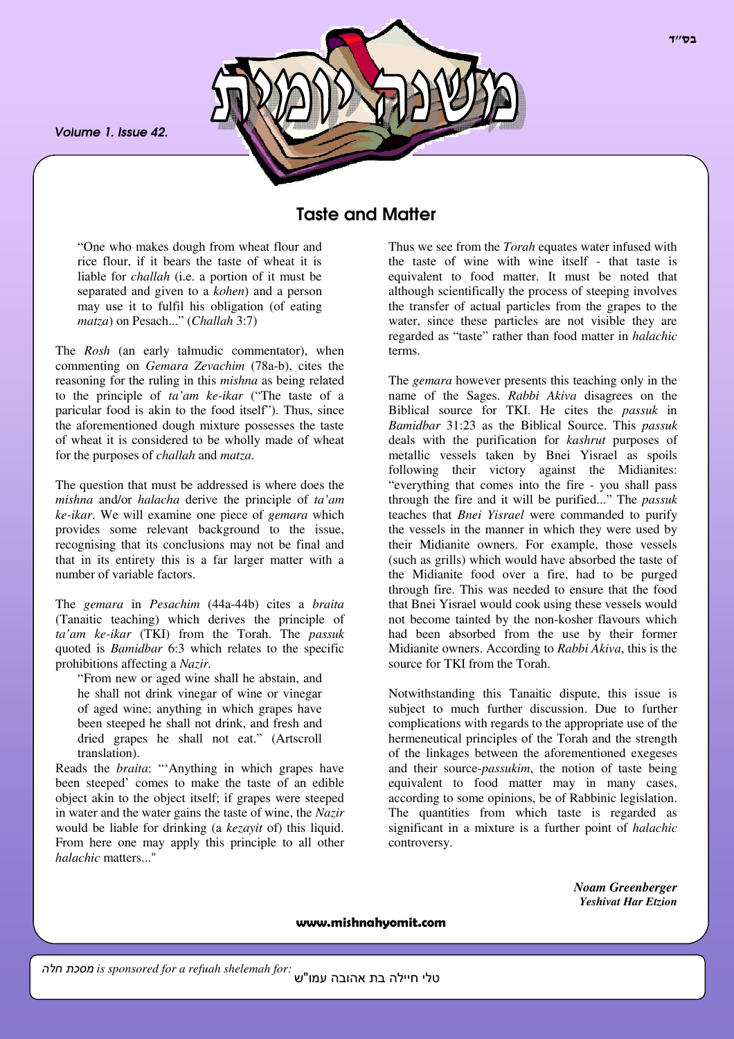# Taste and Matter

> "One who makes dough from wheat flour and rice flour, if it bears the taste of wheat it is liable for *challah* (i.e. a portion of it must be separated and given to a *kohen*) and a person may use it to fulfil his obligation (of eating *matza*) on Pesach..." (*Challah* 3:7)

The *Rosh* (an early talmudic commentator), when commenting on *Gemara Zevachim* (78a-b), cites the reasoning for the ruling in this *mishna* as being related to the principle of *ta'am ke-ikar* ("The taste of a paricular food is akin to the food itself"). Thus, since the aforementioned dough mixture possesses the taste of wheat it is considered to be wholly made of wheat for the purposes of *challah* and *matza*.

The question that must be addressed is where does the *mishna* and/or *halacha* derive the principle of *ta'am ke-ikar*. We will examine one piece of *gemara* which provides some relevant background to the issue, recognising that its conclusions may not be final and that in its entirety this is a far larger matter with a number of variable factors.

The *gemara* in *Pesachim* (44a-44b) cites a *braita* (Tanaitic teaching) which derives the principle of *ta'am ke-ikar* (TKI) from the Torah. The *passuk* quoted is *Bamidbar* 6:3 which relates to the specific prohibitions affecting a *Nazir*.

> "From new or aged wine shall he abstain, and he shall not drink vinegar of wine or vinegar of aged wine; anything in which grapes have been steeped he shall not drink, and fresh and dried grapes he shall not eat." (Artscroll translation).

Reads the *braita*: "'Anything in which grapes have been steeped' comes to make the taste of an edible object akin to the object itself; if grapes were steeped in water and the water gains the taste of wine, the *Nazir* would be liable for drinking (a *kezayit* of) this liquid. From here one may apply this principle to all other *halachic* matters..."

Thus we see from the *Torah* equates water infused with the taste of wine with wine itself - that taste is equivalent to food matter. It must be noted that although scientifically the process of steeping involves the transfer of actual particles from the grapes to the water, since these particles are not visible they are regarded as "taste" rather than food matter in *halachic* terms.

The *gemara* however presents this teaching only in the name of the Sages. *Rabbi Akiva* disagrees on the Biblical source for TKI. He cites the *passuk* in *Bamidbar* 31:23 as the Biblical Source. This *passuk* deals with the purification for *kashrut* purposes of metallic vessels taken by Bnei Yisrael as spoils following their victory against the Midianites: "everything that comes into the fire - you shall pass through the fire and it will be purified..." The *passuk* teaches that *Bnei Yisrael* were commanded to purify the vessels in the manner in which they were used by their Midianite owners. For example, those vessels (such as grills) which would have absorbed the taste of the Midianite food over a fire, had to be purged through fire. This was needed to ensure that the food that Bnei Yisrael would cook using these vessels would not become tainted by the non-kosher flavours which had been absorbed from the use by their former Midianite owners. According to *Rabbi Akiva*, this is the source for TKI from the Torah.

Notwithstanding this Tanaitic dispute, this issue is subject to much further discussion. Due to further complications with regards to the appropriate use of the hermeneutical principles of the Torah and the strength of the linkages between the aforementioned exegeses and their source-*passukim*, the notion of taste being equivalent to food matter may in many cases, according to some opinions, be of Rabbinic legislation. The quantities from which taste is regarded as significant in a mixture is a further point of *halachic* controversy.

***Noam Greenberger***
***Yeshivat Har Etzion***

*מסכת חלה* *is sponsored for a refuah shelemah for:* טלי חיילה בת אהובה עמו"ש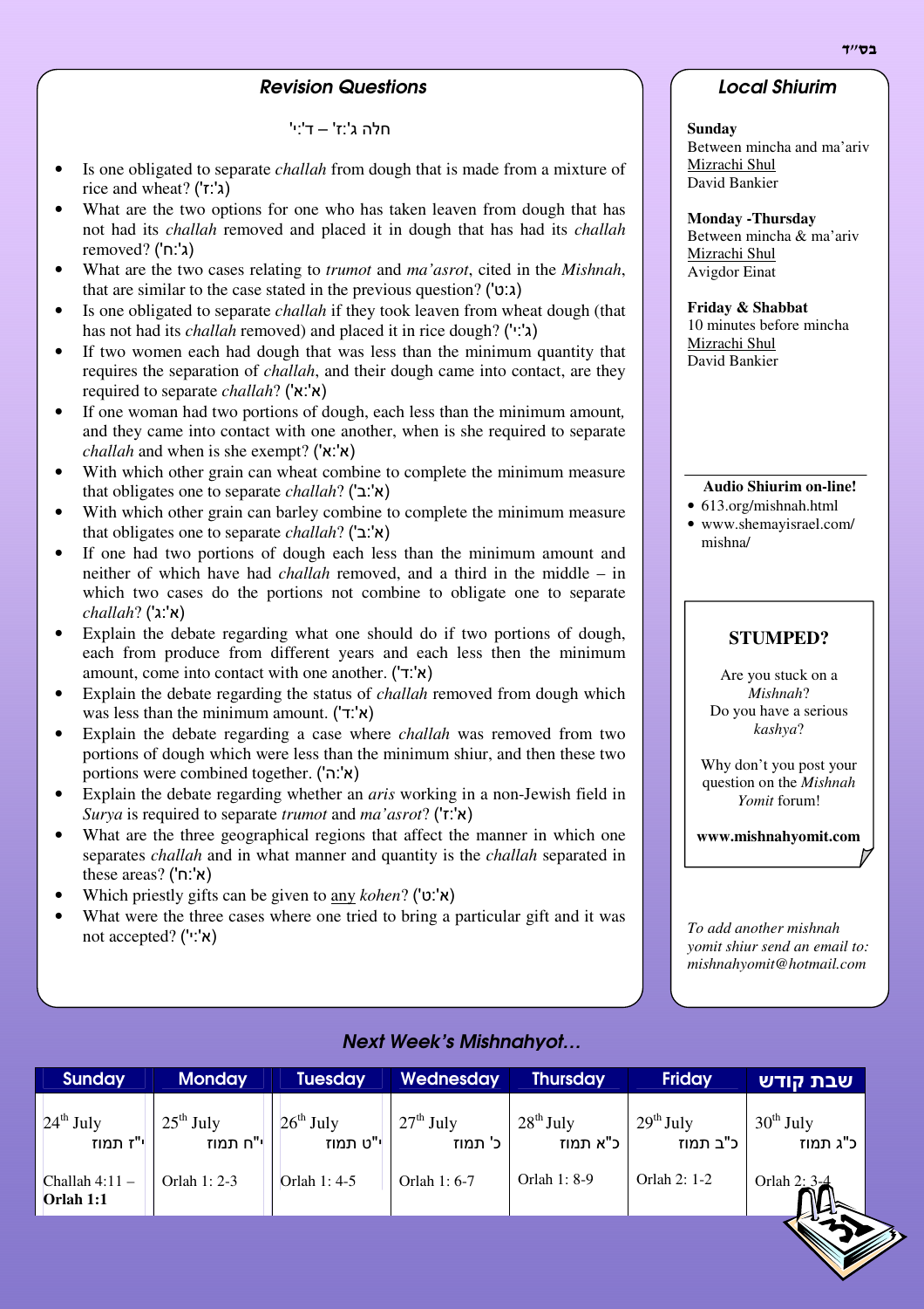## Revision Questions

חלה ג':ז' – ד':י'

- Is one obligated to separate *challah* from dough that is made from a mixture of rice and wheat? (ג':ז')
- What are the two options for one who has taken leaven from dough that has not had its *challah* removed and placed it in dough that has had its *challah* removed? (ג':ח')
- What are the two cases relating to *trumot* and *ma'asrot*, cited in the *Mishnah*, that are similar to the case stated in the previous question? (ג':ט')
- Is one obligated to separate *challah* if they took leaven from wheat dough (that has not had its *challah* removed) and placed it in rice dough? (ג':י')
- If two women each had dough that was less than the minimum quantity that requires the separation of *challah*, and their dough came into contact, are they required to separate *challah*? (א':א')
- If one woman had two portions of dough, each less than the minimum amount, and they came into contact with one another, when is she required to separate *challah* and when is she exempt? (א':א')
- With which other grain can wheat combine to complete the minimum measure that obligates one to separate *challah*? (א':ב')
- With which other grain can barley combine to complete the minimum measure that obligates one to separate *challah*? (א':ב')
- If one had two portions of dough each less than the minimum amount and neither of which have had *challah* removed, and a third in the middle – in which two cases do the portions not combine to obligate one to separate *challah*? (א':ג')
- Explain the debate regarding what one should do if two portions of dough, each from produce from different years and each less then the minimum amount, come into contact with one another. (א':ד')
- Explain the debate regarding the status of *challah* removed from dough which was less than the minimum amount. (א':ד')
- Explain the debate regarding a case where *challah* was removed from two portions of dough which were less than the minimum shiur, and then these two portions were combined together. (א':ה')
- Explain the debate regarding whether an *aris* working in a non-Jewish field in *Surya* is required to separate *trumot* and *ma'asrot*? (א':ז')
- What are the three geographical regions that affect the manner in which one separates *challah* and in what manner and quantity is the *challah* separated in these areas? (א':ח')
- Which priestly gifts can be given to any *kohen*? (א':ט')
- What were the three cases where one tried to bring a particular gift and it was not accepted? (א':י')

## Local Shiurim

**Sunday**
Between mincha and ma'ariv
Mizrachi Shul
David Bankier

**Monday -Thursday**
Between mincha & ma'ariv
Mizrachi Shul
Avigdor Einat

**Friday & Shabbat**
10 minutes before mincha
Mizrachi Shul
David Bankier

**Audio Shiurim on-line!**
- 613.org/mishnah.html
- www.shemayisrael.com/mishna/

**STUMPED?**

Are you stuck on a *Mishnah*?
Do you have a serious *kashya*?

Why don't you post your question on the *Mishnah Yomit* forum!

**www.mishnahyomit.com**

*To add another mishnah yomit shiur send an email to: mishnahyomit@hotmail.com*

## Next Week's Mishnahyot...

| Sunday | Monday | Tuesday | Wednesday | Thursday | Friday | שבת קודש |
|---|---|---|---|---|---|---|
| 24th July<br>י"ז תמוז | 25th July<br>י"ח תמוז | 26th July<br>י"ט תמוז | 27th July<br>כ' תמוז | 28th July<br>כ"א תמוז | 29th July<br>כ"ב תמוז | 30th July<br>כ"ג תמוז |
| Challah 4:11 – **Orlah 1:1** | Orlah 1: 2-3 | Orlah 1: 4-5 | Orlah 1: 6-7 | Orlah 1: 8-9 | Orlah 2: 1-2 | Orlah 2: 3-4 |